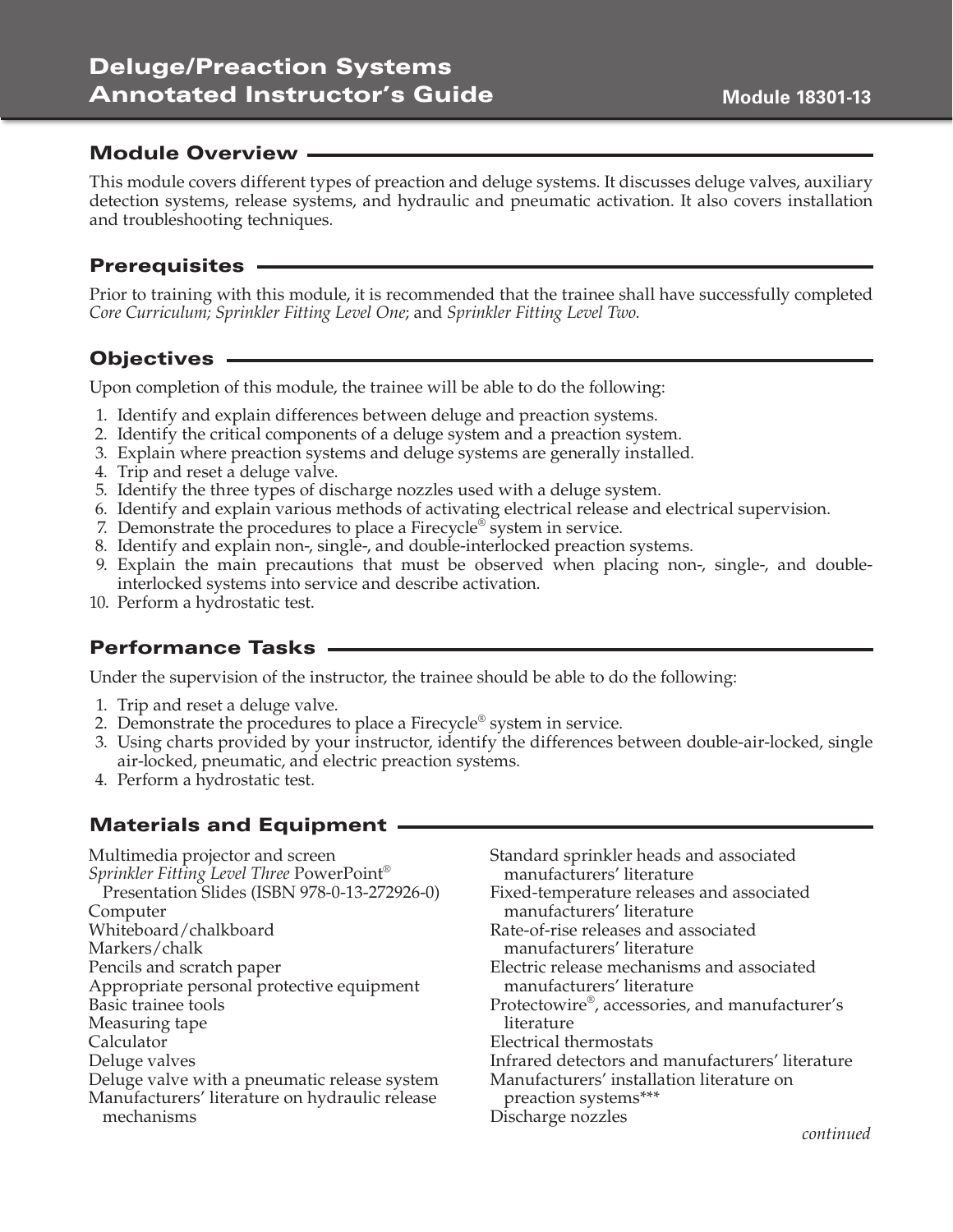# Deluge/Preaction Systems Annotated Instructor's Guide

**Module 18301-13**

## Module Overview

This module covers different types of preaction and deluge systems. It discusses deluge valves, auxiliary detection systems, release systems, and hydraulic and pneumatic activation. It also covers installation and troubleshooting techniques.

## Prerequisites

Prior to training with this module, it is recommended that the trainee shall have successfully completed *Core Curriculum; Sprinkler Fitting Level One*; and *Sprinkler Fitting Level Two*.

## Objectives

Upon completion of this module, the trainee will be able to do the following:

1. Identify and explain differences between deluge and preaction systems.
2. Identify the critical components of a deluge system and a preaction system.
3. Explain where preaction systems and deluge systems are generally installed.
4. Trip and reset a deluge valve.
5. Identify the three types of discharge nozzles used with a deluge system.
6. Identify and explain various methods of activating electrical release and electrical supervision.
7. Demonstrate the procedures to place a Firecycle® system in service.
8. Identify and explain non-, single-, and double-interlocked preaction systems.
9. Explain the main precautions that must be observed when placing non-, single-, and double-interlocked systems into service and describe activation.
10. Perform a hydrostatic test.

## Performance Tasks

Under the supervision of the instructor, the trainee should be able to do the following:

1. Trip and reset a deluge valve.
2. Demonstrate the procedures to place a Firecycle® system in service.
3. Using charts provided by your instructor, identify the differences between double-air-locked, single air-locked, pneumatic, and electric preaction systems.
4. Perform a hydrostatic test.

## Materials and Equipment

Multimedia projector and screen
*Sprinkler Fitting Level Three* PowerPoint® Presentation Slides (ISBN 978-0-13-272926-0)
Computer
Whiteboard/chalkboard
Markers/chalk
Pencils and scratch paper
Appropriate personal protective equipment
Basic trainee tools
Measuring tape
Calculator
Deluge valves
Deluge valve with a pneumatic release system
Manufacturers' literature on hydraulic release mechanisms
Standard sprinkler heads and associated manufacturers' literature
Fixed-temperature releases and associated manufacturers' literature
Rate-of-rise releases and associated manufacturers' literature
Electric release mechanisms and associated manufacturers' literature
Protectowire®, accessories, and manufacturer's literature
Electrical thermostats
Infrared detectors and manufacturers' literature
Manufacturers' installation literature on preaction systems***
Discharge nozzles

*continued*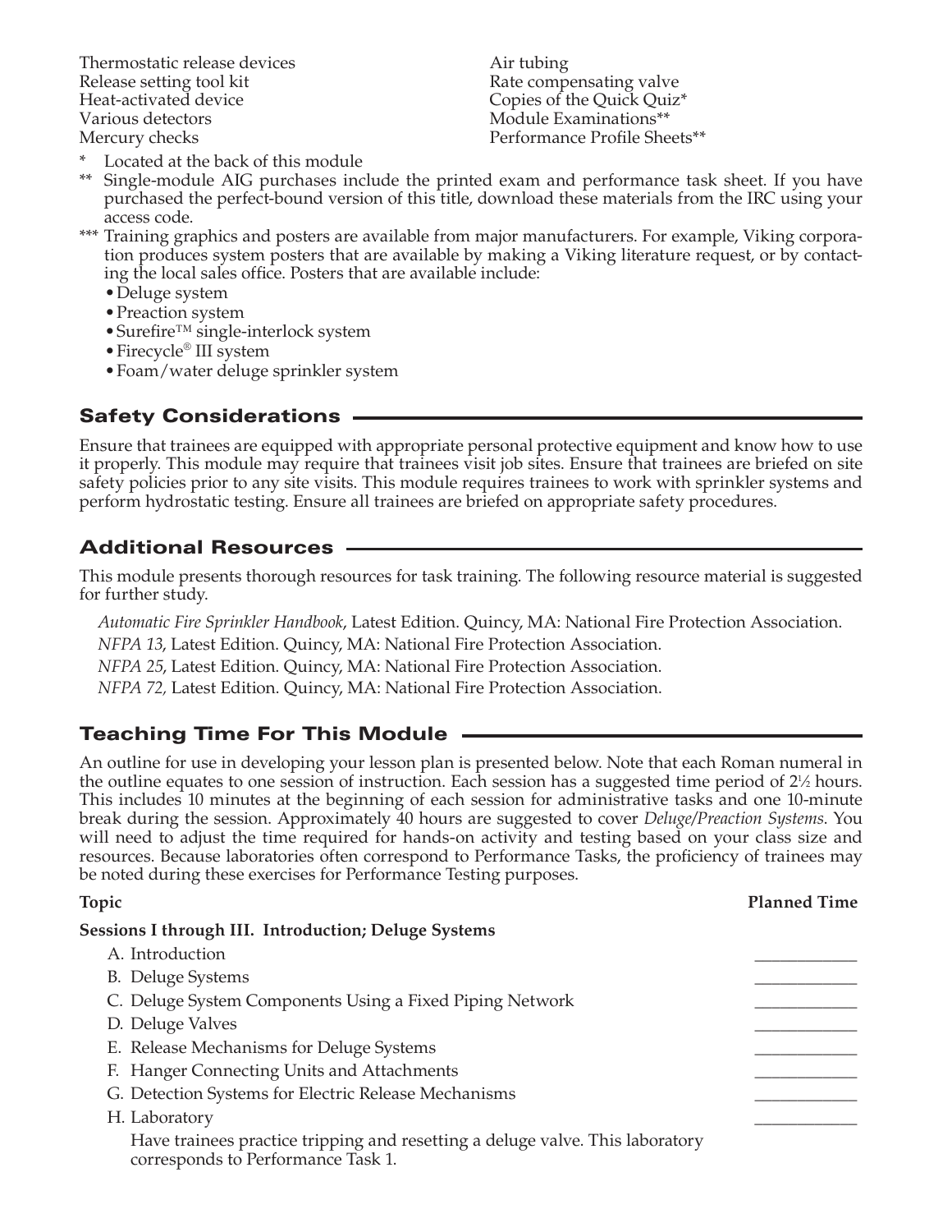Thermostatic release devices
Release setting tool kit
Heat-activated device
Various detectors
Mercury checks
Air tubing
Rate compensating valve
Copies of the Quick Quiz*
Module Examinations**
Performance Profile Sheets**

\* Located at the back of this module

\*\* Single-module AIG purchases include the printed exam and performance task sheet. If you have purchased the perfect-bound version of this title, download these materials from the IRC using your access code.

\*\*\* Training graphics and posters are available from major manufacturers. For example, Viking corporation produces system posters that are available by making a Viking literature request, or by contacting the local sales office. Posters that are available include:

- Deluge system
- Preaction system
- Surefire™ single-interlock system
- Firecycle® III system
- Foam/water deluge sprinkler system

## Safety Considerations

Ensure that trainees are equipped with appropriate personal protective equipment and know how to use it properly. This module may require that trainees visit job sites. Ensure that trainees are briefed on site safety policies prior to any site visits. This module requires trainees to work with sprinkler systems and perform hydrostatic testing. Ensure all trainees are briefed on appropriate safety procedures.

## Additional Resources

This module presents thorough resources for task training. The following resource material is suggested for further study.

*Automatic Fire Sprinkler Handbook*, Latest Edition. Quincy, MA: National Fire Protection Association.

*NFPA 13*, Latest Edition. Quincy, MA: National Fire Protection Association.

*NFPA 25*, Latest Edition. Quincy, MA: National Fire Protection Association.

*NFPA 72,* Latest Edition. Quincy, MA: National Fire Protection Association.

## Teaching Time For This Module

An outline for use in developing your lesson plan is presented below. Note that each Roman numeral in the outline equates to one session of instruction. Each session has a suggested time period of 2½ hours. This includes 10 minutes at the beginning of each session for administrative tasks and one 10-minute break during the session. Approximately 40 hours are suggested to cover *Deluge/Preaction Systems*. You will need to adjust the time required for hands-on activity and testing based on your class size and resources. Because laboratories often correspond to Performance Tasks, the proficiency of trainees may be noted during these exercises for Performance Testing purposes.

| Topic | Planned Time |
|---|---|
| **Sessions I through III. Introduction; Deluge Systems** | |
| A. Introduction | ____________ |
| B. Deluge Systems | ____________ |
| C. Deluge System Components Using a Fixed Piping Network | ____________ |
| D. Deluge Valves | ____________ |
| E. Release Mechanisms for Deluge Systems | ____________ |
| F. Hanger Connecting Units and Attachments | ____________ |
| G. Detection Systems for Electric Release Mechanisms | ____________ |
| H. Laboratory<br>Have trainees practice tripping and resetting a deluge valve. This laboratory corresponds to Performance Task 1. | ____________ |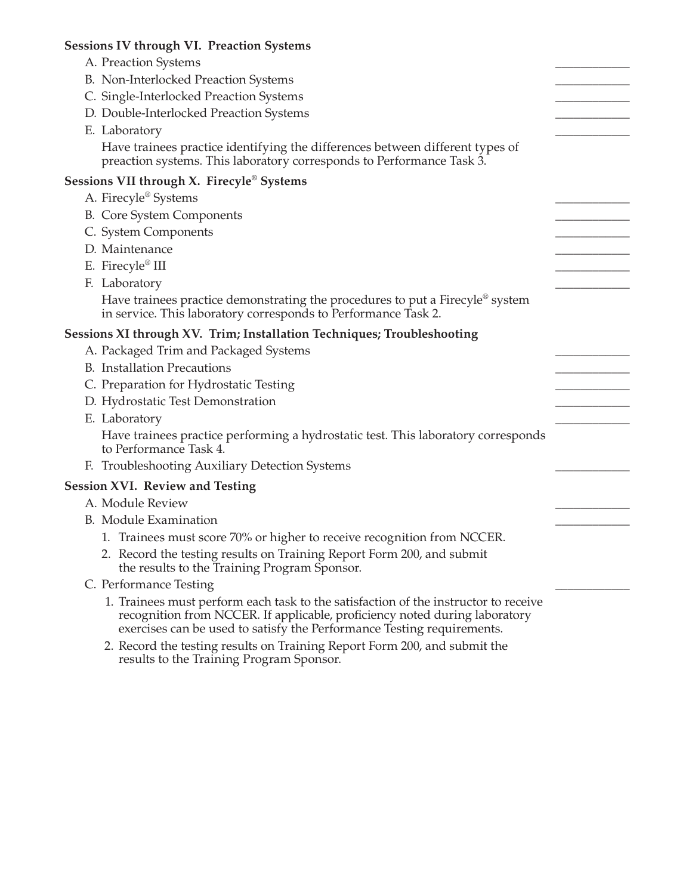**Sessions IV through VI. Preaction Systems**

A. Preaction Systems \_\_\_\_\_\_\_\_\_\_\_\_

B. Non-Interlocked Preaction Systems \_\_\_\_\_\_\_\_\_\_\_\_

C. Single-Interlocked Preaction Systems \_\_\_\_\_\_\_\_\_\_\_\_

D. Double-Interlocked Preaction Systems \_\_\_\_\_\_\_\_\_\_\_\_

E. Laboratory \_\_\_\_\_\_\_\_\_\_\_\_

Have trainees practice identifying the differences between different types of preaction systems. This laboratory corresponds to Performance Task 3.

**Sessions VII through X. Firecyle® Systems**

A. Firecyle® Systems \_\_\_\_\_\_\_\_\_\_\_\_

B. Core System Components \_\_\_\_\_\_\_\_\_\_\_\_

C. System Components \_\_\_\_\_\_\_\_\_\_\_\_

D. Maintenance \_\_\_\_\_\_\_\_\_\_\_\_

E. Firecyle® III \_\_\_\_\_\_\_\_\_\_\_\_

F. Laboratory \_\_\_\_\_\_\_\_\_\_\_\_

Have trainees practice demonstrating the procedures to put a Firecyle® system in service. This laboratory corresponds to Performance Task 2.

**Sessions XI through XV. Trim; Installation Techniques; Troubleshooting**

A. Packaged Trim and Packaged Systems \_\_\_\_\_\_\_\_\_\_\_\_

B. Installation Precautions \_\_\_\_\_\_\_\_\_\_\_\_

C. Preparation for Hydrostatic Testing \_\_\_\_\_\_\_\_\_\_\_\_

D. Hydrostatic Test Demonstration \_\_\_\_\_\_\_\_\_\_\_\_

E. Laboratory \_\_\_\_\_\_\_\_\_\_\_\_

Have trainees practice performing a hydrostatic test. This laboratory corresponds to Performance Task 4.

F. Troubleshooting Auxiliary Detection Systems \_\_\_\_\_\_\_\_\_\_\_\_

**Session XVI. Review and Testing**

A. Module Review \_\_\_\_\_\_\_\_\_\_\_\_

B. Module Examination \_\_\_\_\_\_\_\_\_\_\_\_

1. Trainees must score 70% or higher to receive recognition from NCCER.
2. Record the testing results on Training Report Form 200, and submit the results to the Training Program Sponsor.

C. Performance Testing \_\_\_\_\_\_\_\_\_\_\_\_

1. Trainees must perform each task to the satisfaction of the instructor to receive recognition from NCCER. If applicable, proficiency noted during laboratory exercises can be used to satisfy the Performance Testing requirements.
2. Record the testing results on Training Report Form 200, and submit the results to the Training Program Sponsor.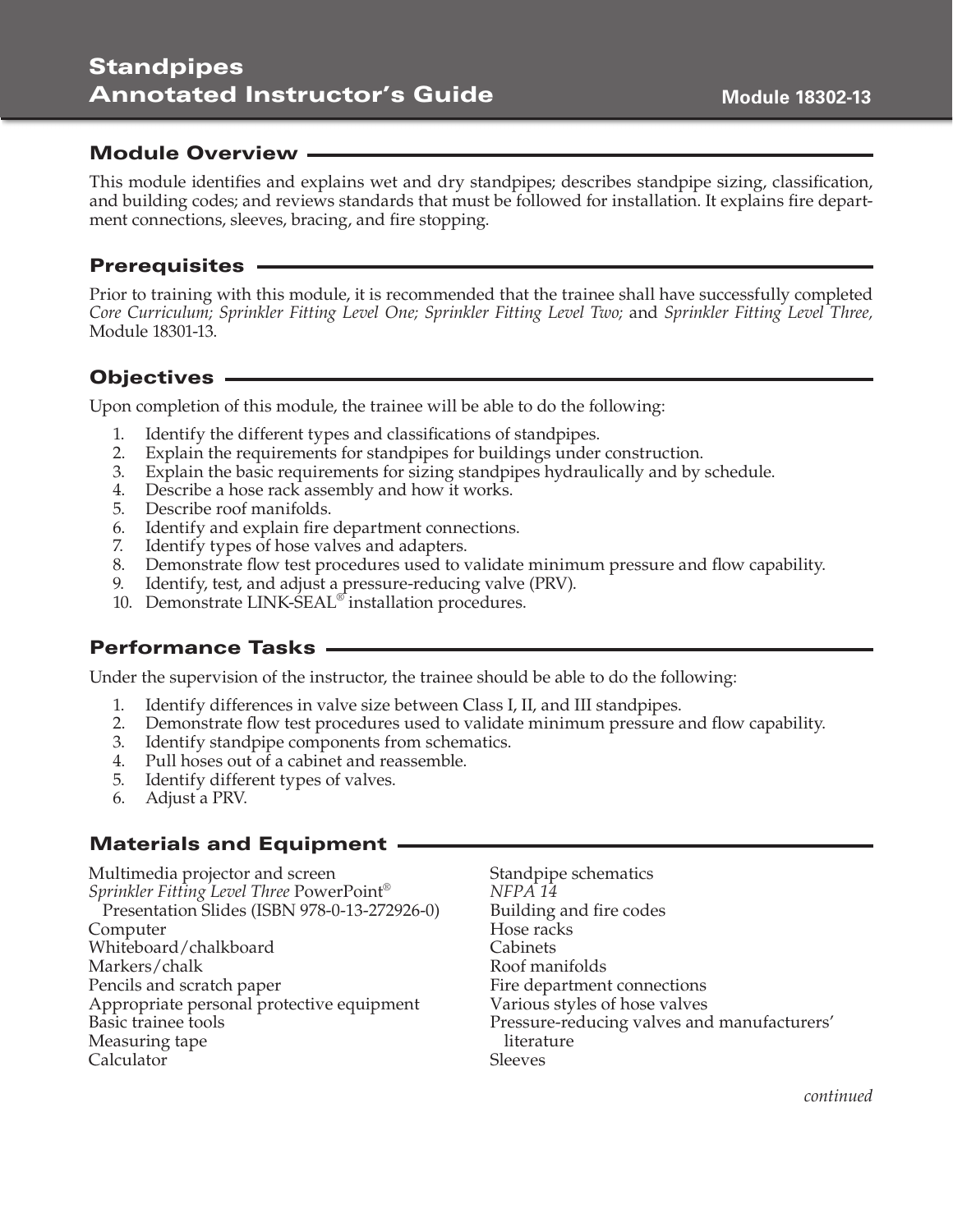# Standpipes Annotated Instructor's Guide

**Module 18302-13**

## Module Overview

This module identifies and explains wet and dry standpipes; describes standpipe sizing, classification, and building codes; and reviews standards that must be followed for installation. It explains fire department connections, sleeves, bracing, and fire stopping.

## Prerequisites

Prior to training with this module, it is recommended that the trainee shall have successfully completed *Core Curriculum; Sprinkler Fitting Level One; Sprinkler Fitting Level Two;* and *Sprinkler Fitting Level Three,* Module 18301-13.

## Objectives

Upon completion of this module, the trainee will be able to do the following:

1. Identify the different types and classifications of standpipes.
2. Explain the requirements for standpipes for buildings under construction.
3. Explain the basic requirements for sizing standpipes hydraulically and by schedule.
4. Describe a hose rack assembly and how it works.
5. Describe roof manifolds.
6. Identify and explain fire department connections.
7. Identify types of hose valves and adapters.
8. Demonstrate flow test procedures used to validate minimum pressure and flow capability.
9. Identify, test, and adjust a pressure-reducing valve (PRV).
10. Demonstrate LINK-SEAL® installation procedures.

## Performance Tasks

Under the supervision of the instructor, the trainee should be able to do the following:

1. Identify differences in valve size between Class I, II, and III standpipes.
2. Demonstrate flow test procedures used to validate minimum pressure and flow capability.
3. Identify standpipe components from schematics.
4. Pull hoses out of a cabinet and reassemble.
5. Identify different types of valves.
6. Adjust a PRV.

## Materials and Equipment

Multimedia projector and screen
*Sprinkler Fitting Level Three* PowerPoint® Presentation Slides (ISBN 978-0-13-272926-0)
Computer
Whiteboard/chalkboard
Markers/chalk
Pencils and scratch paper
Appropriate personal protective equipment
Basic trainee tools
Measuring tape
Calculator
Standpipe schematics
*NFPA 14*
Building and fire codes
Hose racks
Cabinets
Roof manifolds
Fire department connections
Various styles of hose valves
Pressure-reducing valves and manufacturers' literature
Sleeves

*continued*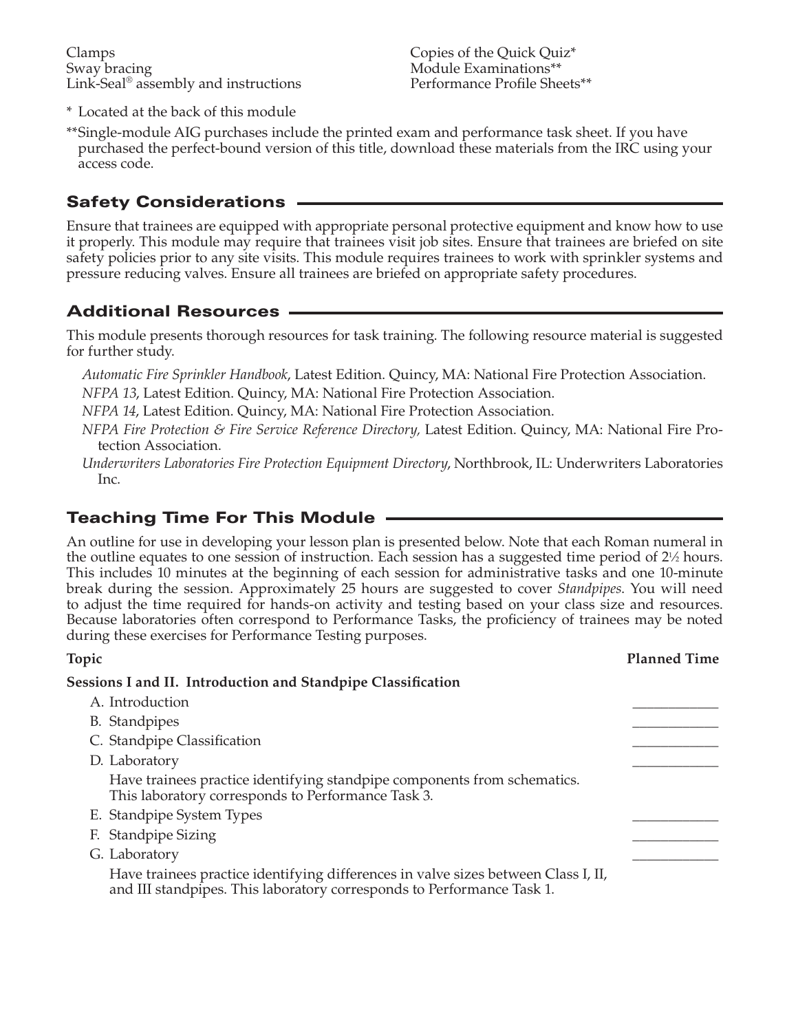Clamps
Sway bracing
Link-Seal® assembly and instructions

Copies of the Quick Quiz*
Module Examinations**
Performance Profile Sheets**

\* Located at the back of this module

\*\*Single-module AIG purchases include the printed exam and performance task sheet. If you have purchased the perfect-bound version of this title, download these materials from the IRC using your access code.

## Safety Considerations

Ensure that trainees are equipped with appropriate personal protective equipment and know how to use it properly. This module may require that trainees visit job sites. Ensure that trainees are briefed on site safety policies prior to any site visits. This module requires trainees to work with sprinkler systems and pressure reducing valves. Ensure all trainees are briefed on appropriate safety procedures.

## Additional Resources

This module presents thorough resources for task training. The following resource material is suggested for further study.

*Automatic Fire Sprinkler Handbook*, Latest Edition. Quincy, MA: National Fire Protection Association.

*NFPA 13*, Latest Edition. Quincy, MA: National Fire Protection Association.

*NFPA 14*, Latest Edition. Quincy, MA: National Fire Protection Association.

*NFPA Fire Protection & Fire Service Reference Directory,* Latest Edition. Quincy, MA: National Fire Protection Association.

*Underwriters Laboratories Fire Protection Equipment Directory*, Northbrook, IL: Underwriters Laboratories Inc.

## Teaching Time For This Module

An outline for use in developing your lesson plan is presented below. Note that each Roman numeral in the outline equates to one session of instruction. Each session has a suggested time period of 2½ hours. This includes 10 minutes at the beginning of each session for administrative tasks and one 10-minute break during the session. Approximately 25 hours are suggested to cover *Standpipes*. You will need to adjust the time required for hands-on activity and testing based on your class size and resources. Because laboratories often correspond to Performance Tasks, the proficiency of trainees may be noted during these exercises for Performance Testing purposes.

| Topic | Planned Time |
|---|---|
| **Sessions I and II. Introduction and Standpipe Classification** | |
| A. Introduction | \_\_\_\_\_\_\_\_\_\_ |
| B. Standpipes | \_\_\_\_\_\_\_\_\_\_ |
| C. Standpipe Classification | \_\_\_\_\_\_\_\_\_\_ |
| D. Laboratory | \_\_\_\_\_\_\_\_\_\_ |
| Have trainees practice identifying standpipe components from schematics. This laboratory corresponds to Performance Task 3. | |
| E. Standpipe System Types | \_\_\_\_\_\_\_\_\_\_ |
| F. Standpipe Sizing | \_\_\_\_\_\_\_\_\_\_ |
| G. Laboratory | \_\_\_\_\_\_\_\_\_\_ |
| Have trainees practice identifying differences in valve sizes between Class I, II, and III standpipes. This laboratory corresponds to Performance Task 1. | |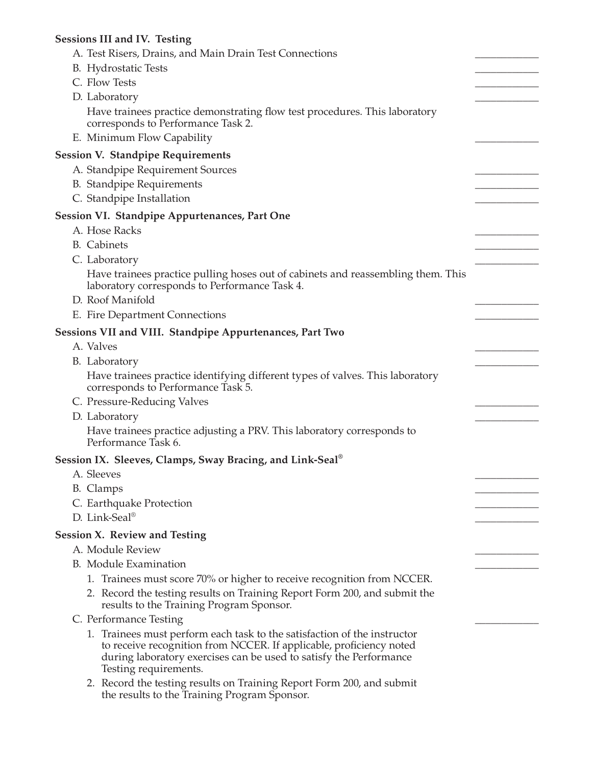**Sessions III and IV. Testing**

A. Test Risers, Drains, and Main Drain Test Connections ____________

B. Hydrostatic Tests ____________

C. Flow Tests ____________

D. Laboratory ____________

Have trainees practice demonstrating flow test procedures. This laboratory corresponds to Performance Task 2.

E. Minimum Flow Capability ____________

**Session V. Standpipe Requirements**

A. Standpipe Requirement Sources ____________

B. Standpipe Requirements ____________

C. Standpipe Installation ____________

**Session VI. Standpipe Appurtenances, Part One**

A. Hose Racks ____________

B. Cabinets ____________

C. Laboratory ____________

Have trainees practice pulling hoses out of cabinets and reassembling them. This laboratory corresponds to Performance Task 4.

D. Roof Manifold ____________

E. Fire Department Connections ____________

**Sessions VII and VIII. Standpipe Appurtenances, Part Two**

A. Valves ____________

B. Laboratory ____________

Have trainees practice identifying different types of valves. This laboratory corresponds to Performance Task 5.

C. Pressure-Reducing Valves ____________

D. Laboratory ____________

Have trainees practice adjusting a PRV. This laboratory corresponds to Performance Task 6.

**Session IX. Sleeves, Clamps, Sway Bracing, and Link-Seal®**

A. Sleeves ____________

B. Clamps ____________

C. Earthquake Protection ____________

D. Link-Seal® ____________

**Session X. Review and Testing**

A. Module Review ____________

B. Module Examination ____________

1. Trainees must score 70% or higher to receive recognition from NCCER.
2. Record the testing results on Training Report Form 200, and submit the results to the Training Program Sponsor.

C. Performance Testing ____________

1. Trainees must perform each task to the satisfaction of the instructor to receive recognition from NCCER. If applicable, proficiency noted during laboratory exercises can be used to satisfy the Performance Testing requirements.
2. Record the testing results on Training Report Form 200, and submit the results to the Training Program Sponsor.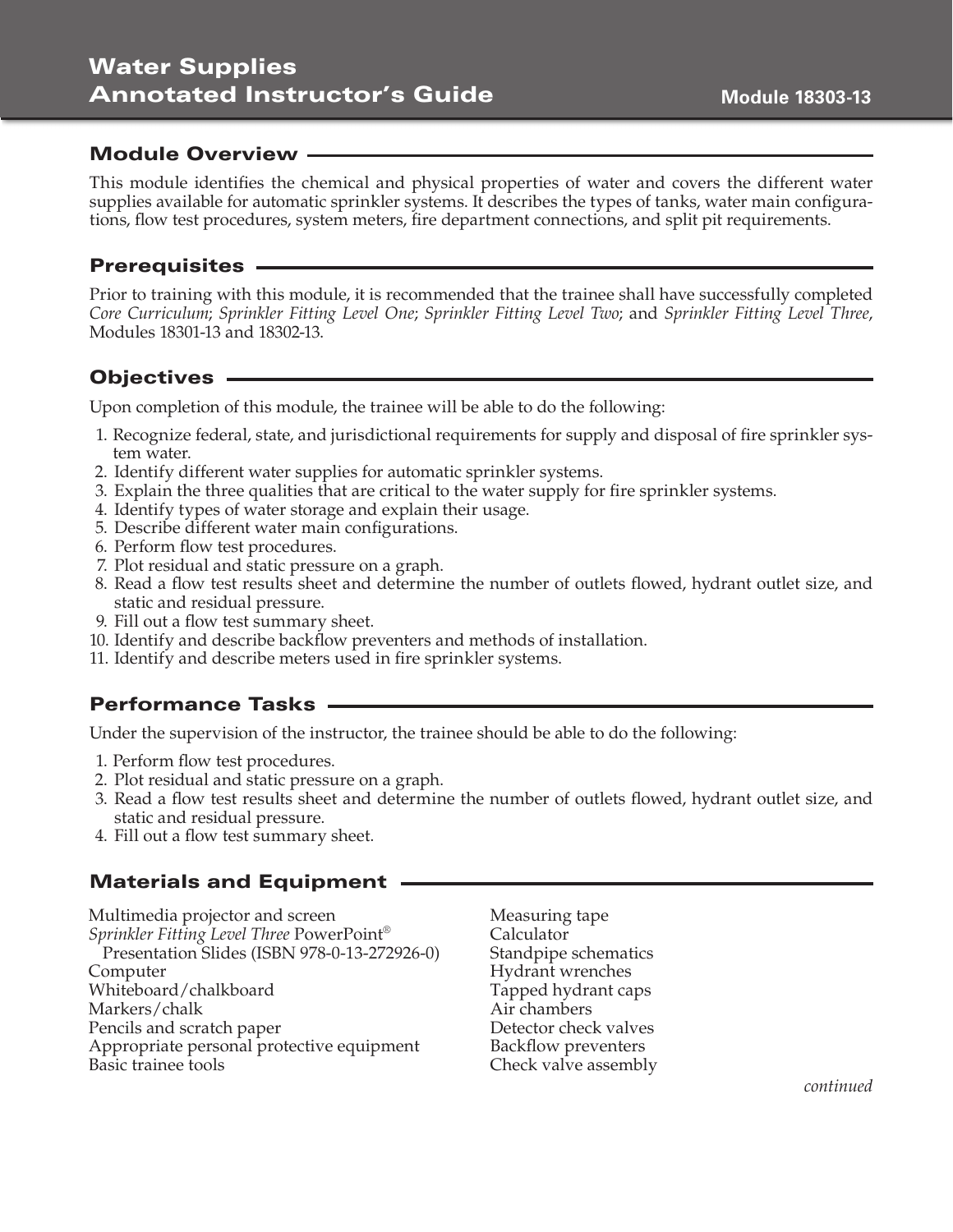# Water Supplies Annotated Instructor's Guide

Module 18303-13

## Module Overview

This module identifies the chemical and physical properties of water and covers the different water supplies available for automatic sprinkler systems. It describes the types of tanks, water main configurations, flow test procedures, system meters, fire department connections, and split pit requirements.

## Prerequisites

Prior to training with this module, it is recommended that the trainee shall have successfully completed *Core Curriculum*; *Sprinkler Fitting Level One*; *Sprinkler Fitting Level Two*; and *Sprinkler Fitting Level Three*, Modules 18301-13 and 18302-13.

## Objectives

Upon completion of this module, the trainee will be able to do the following:

1. Recognize federal, state, and jurisdictional requirements for supply and disposal of fire sprinkler system water.
2. Identify different water supplies for automatic sprinkler systems.
3. Explain the three qualities that are critical to the water supply for fire sprinkler systems.
4. Identify types of water storage and explain their usage.
5. Describe different water main configurations.
6. Perform flow test procedures.
7. Plot residual and static pressure on a graph.
8. Read a flow test results sheet and determine the number of outlets flowed, hydrant outlet size, and static and residual pressure.
9. Fill out a flow test summary sheet.
10. Identify and describe backflow preventers and methods of installation.
11. Identify and describe meters used in fire sprinkler systems.

## Performance Tasks

Under the supervision of the instructor, the trainee should be able to do the following:

1. Perform flow test procedures.
2. Plot residual and static pressure on a graph.
3. Read a flow test results sheet and determine the number of outlets flowed, hydrant outlet size, and static and residual pressure.
4. Fill out a flow test summary sheet.

## Materials and Equipment

Multimedia projector and screen
*Sprinkler Fitting Level Three* PowerPoint® Presentation Slides (ISBN 978-0-13-272926-0)
Computer
Whiteboard/chalkboard
Markers/chalk
Pencils and scratch paper
Appropriate personal protective equipment
Basic trainee tools
Measuring tape
Calculator
Standpipe schematics
Hydrant wrenches
Tapped hydrant caps
Air chambers
Detector check valves
Backflow preventers
Check valve assembly

*continued*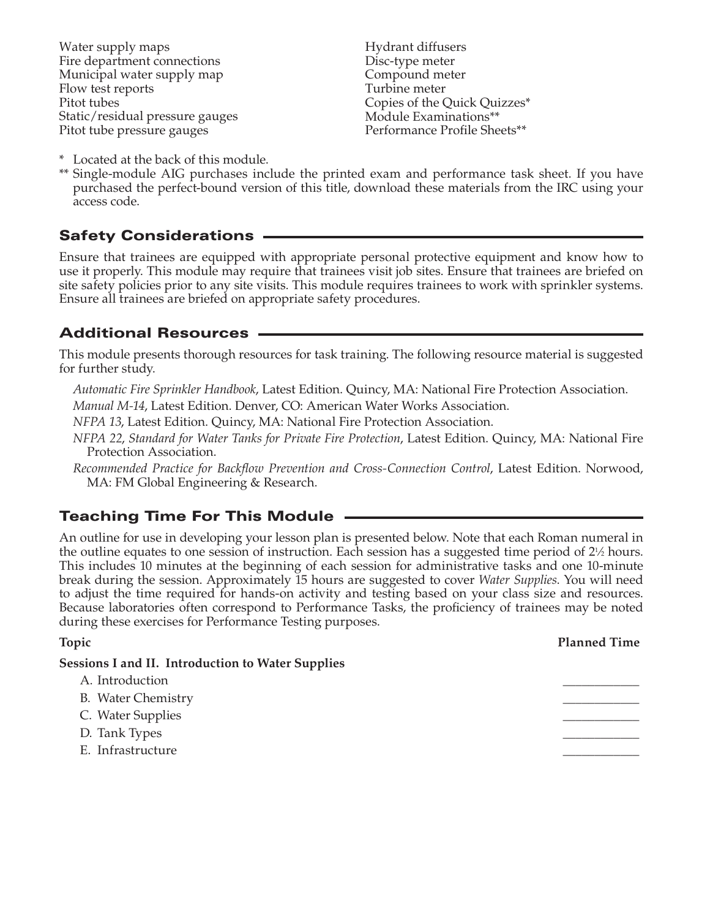- Water supply maps
- Fire department connections
- Municipal water supply map
- Flow test reports
- Pitot tubes
- Static/residual pressure gauges
- Pitot tube pressure gauges
- Hydrant diffusers
- Disc-type meter
- Compound meter
- Turbine meter
- Copies of the Quick Quizzes*
- Module Examinations**
- Performance Profile Sheets**

\* Located at the back of this module.

** Single-module AIG purchases include the printed exam and performance task sheet. If you have purchased the perfect-bound version of this title, download these materials from the IRC using your access code.

## Safety Considerations

Ensure that trainees are equipped with appropriate personal protective equipment and know how to use it properly. This module may require that trainees visit job sites. Ensure that trainees are briefed on site safety policies prior to any site visits. This module requires trainees to work with sprinkler systems. Ensure all trainees are briefed on appropriate safety procedures.

## Additional Resources

This module presents thorough resources for task training. The following resource material is suggested for further study.

*Automatic Fire Sprinkler Handbook*, Latest Edition. Quincy, MA: National Fire Protection Association.

*Manual M-14*, Latest Edition. Denver, CO: American Water Works Association.

*NFPA 13*, Latest Edition. Quincy, MA: National Fire Protection Association.

*NFPA 22*, *Standard for Water Tanks for Private Fire Protection*, Latest Edition. Quincy, MA: National Fire Protection Association.

*Recommended Practice for Backflow Prevention and Cross-Connection Control*, Latest Edition. Norwood, MA: FM Global Engineering & Research.

## Teaching Time For This Module

An outline for use in developing your lesson plan is presented below. Note that each Roman numeral in the outline equates to one session of instruction. Each session has a suggested time period of 2½ hours. This includes 10 minutes at the beginning of each session for administrative tasks and one 10-minute break during the session. Approximately 15 hours are suggested to cover *Water Supplies*. You will need to adjust the time required for hands-on activity and testing based on your class size and resources. Because laboratories often correspond to Performance Tasks, the proficiency of trainees may be noted during these exercises for Performance Testing purposes.

| Topic | Planned Time |
|---|---|
| **Sessions I and II. Introduction to Water Supplies** | |
| A. Introduction | ____________ |
| B. Water Chemistry | ____________ |
| C. Water Supplies | ____________ |
| D. Tank Types | ____________ |
| E. Infrastructure | ____________ |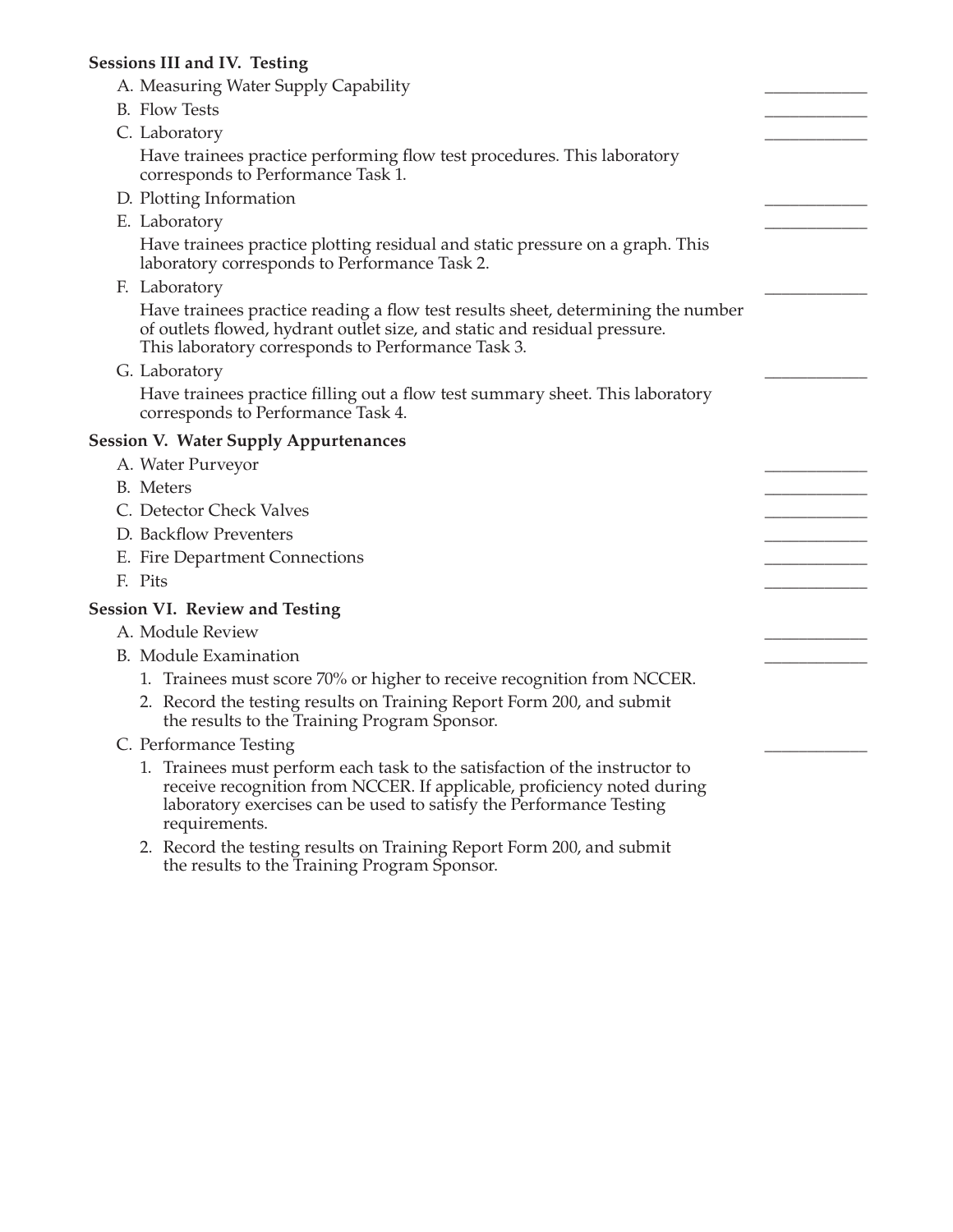**Sessions III and IV. Testing**

A. Measuring Water Supply Capability ____________

B. Flow Tests ____________

C. Laboratory ____________

Have trainees practice performing flow test procedures. This laboratory corresponds to Performance Task 1.

D. Plotting Information ____________

E. Laboratory ____________

Have trainees practice plotting residual and static pressure on a graph. This laboratory corresponds to Performance Task 2.

F. Laboratory ____________

Have trainees practice reading a flow test results sheet, determining the number of outlets flowed, hydrant outlet size, and static and residual pressure. This laboratory corresponds to Performance Task 3.

G. Laboratory ____________

Have trainees practice filling out a flow test summary sheet. This laboratory corresponds to Performance Task 4.

**Session V. Water Supply Appurtenances**

A. Water Purveyor ____________

B. Meters ____________

C. Detector Check Valves ____________

D. Backflow Preventers ____________

E. Fire Department Connections ____________

F. Pits ____________

**Session VI. Review and Testing**

A. Module Review ____________

B. Module Examination ____________

1. Trainees must score 70% or higher to receive recognition from NCCER.
2. Record the testing results on Training Report Form 200, and submit the results to the Training Program Sponsor.

C. Performance Testing ____________

1. Trainees must perform each task to the satisfaction of the instructor to receive recognition from NCCER. If applicable, proficiency noted during laboratory exercises can be used to satisfy the Performance Testing requirements.
2. Record the testing results on Training Report Form 200, and submit the results to the Training Program Sponsor.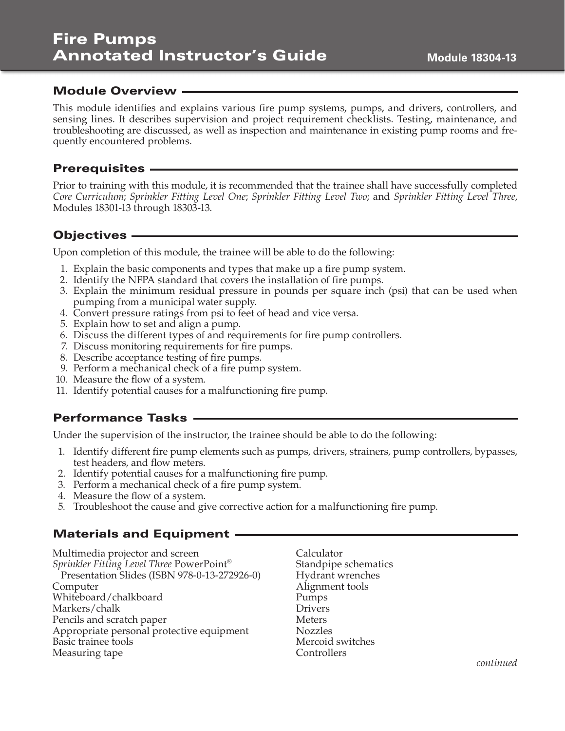# Fire Pumps Annotated Instructor's Guide

**Module 18304-13**

## Module Overview

This module identifies and explains various fire pump systems, pumps, and drivers, controllers, and sensing lines. It describes supervision and project requirement checklists. Testing, maintenance, and troubleshooting are discussed, as well as inspection and maintenance in existing pump rooms and frequently encountered problems.

## Prerequisites

Prior to training with this module, it is recommended that the trainee shall have successfully completed *Core Curriculum*; *Sprinkler Fitting Level One*; *Sprinkler Fitting Level Two*; and *Sprinkler Fitting Level Three*, Modules 18301-13 through 18303-13.

## Objectives

Upon completion of this module, the trainee will be able to do the following:

1. Explain the basic components and types that make up a fire pump system.
2. Identify the NFPA standard that covers the installation of fire pumps.
3. Explain the minimum residual pressure in pounds per square inch (psi) that can be used when pumping from a municipal water supply.
4. Convert pressure ratings from psi to feet of head and vice versa.
5. Explain how to set and align a pump.
6. Discuss the different types of and requirements for fire pump controllers.
7. Discuss monitoring requirements for fire pumps.
8. Describe acceptance testing of fire pumps.
9. Perform a mechanical check of a fire pump system.
10. Measure the flow of a system.
11. Identify potential causes for a malfunctioning fire pump.

## Performance Tasks

Under the supervision of the instructor, the trainee should be able to do the following:

1. Identify different fire pump elements such as pumps, drivers, strainers, pump controllers, bypasses, test headers, and flow meters.
2. Identify potential causes for a malfunctioning fire pump.
3. Perform a mechanical check of a fire pump system.
4. Measure the flow of a system.
5. Troubleshoot the cause and give corrective action for a malfunctioning fire pump.

## Materials and Equipment

Multimedia projector and screen
*Sprinkler Fitting Level Three* PowerPoint® Presentation Slides (ISBN 978-0-13-272926-0)
Computer
Whiteboard/chalkboard
Markers/chalk
Pencils and scratch paper
Appropriate personal protective equipment
Basic trainee tools
Measuring tape
Calculator
Standpipe schematics
Hydrant wrenches
Alignment tools
Pumps
Drivers
Meters
Nozzles
Mercoid switches
Controllers

*continued*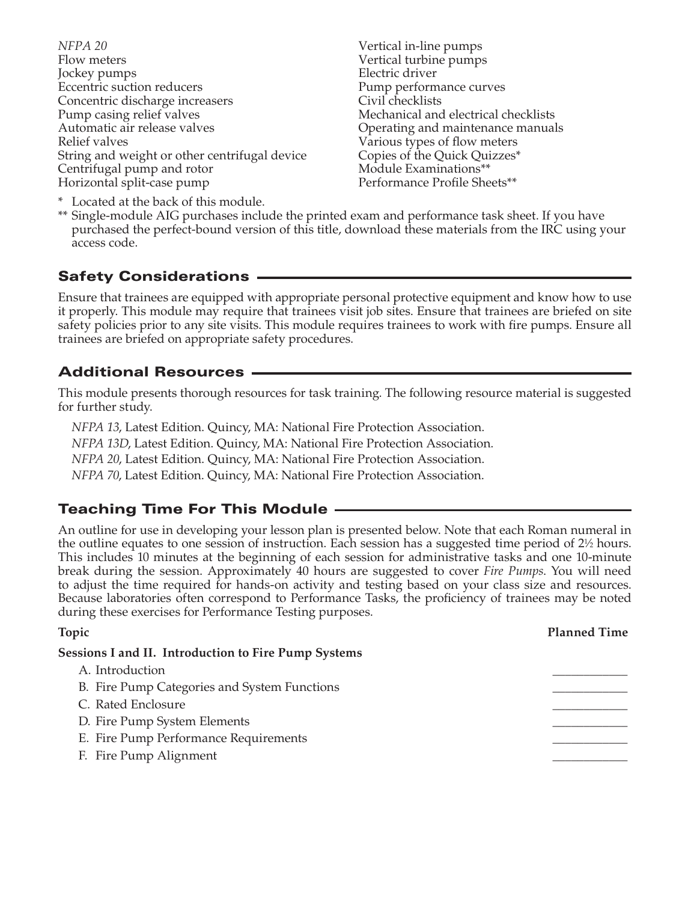*NFPA 20*
Flow meters
Jockey pumps
Eccentric suction reducers
Concentric discharge increasers
Pump casing relief valves
Automatic air release valves
Relief valves
String and weight or other centrifugal device
Centrifugal pump and rotor
Horizontal split-case pump
Vertical in-line pumps
Vertical turbine pumps
Electric driver
Pump performance curves
Civil checklists
Mechanical and electrical checklists
Operating and maintenance manuals
Various types of flow meters
Copies of the Quick Quizzes*
Module Examinations**
Performance Profile Sheets**

\* Located at the back of this module.

\** Single-module AIG purchases include the printed exam and performance task sheet. If you have purchased the perfect-bound version of this title, download these materials from the IRC using your access code.

## Safety Considerations

Ensure that trainees are equipped with appropriate personal protective equipment and know how to use it properly. This module may require that trainees visit job sites. Ensure that trainees are briefed on site safety policies prior to any site visits. This module requires trainees to work with fire pumps. Ensure all trainees are briefed on appropriate safety procedures.

## Additional Resources

This module presents thorough resources for task training. The following resource material is suggested for further study.

*NFPA 13*, Latest Edition. Quincy, MA: National Fire Protection Association.

*NFPA 13D*, Latest Edition. Quincy, MA: National Fire Protection Association.

*NFPA 20*, Latest Edition. Quincy, MA: National Fire Protection Association.

*NFPA 70*, Latest Edition. Quincy, MA: National Fire Protection Association.

## Teaching Time For This Module

An outline for use in developing your lesson plan is presented below. Note that each Roman numeral in the outline equates to one session of instruction. Each session has a suggested time period of 2½ hours. This includes 10 minutes at the beginning of each session for administrative tasks and one 10-minute break during the session. Approximately 40 hours are suggested to cover *Fire Pumps*. You will need to adjust the time required for hands-on activity and testing based on your class size and resources. Because laboratories often correspond to Performance Tasks, the proficiency of trainees may be noted during these exercises for Performance Testing purposes.

| Topic | Planned Time |
|---|---|
| **Sessions I and II. Introduction to Fire Pump Systems** | |
| A. Introduction | ____________ |
| B. Fire Pump Categories and System Functions | ____________ |
| C. Rated Enclosure | ____________ |
| D. Fire Pump System Elements | ____________ |
| E. Fire Pump Performance Requirements | ____________ |
| F. Fire Pump Alignment | ____________ |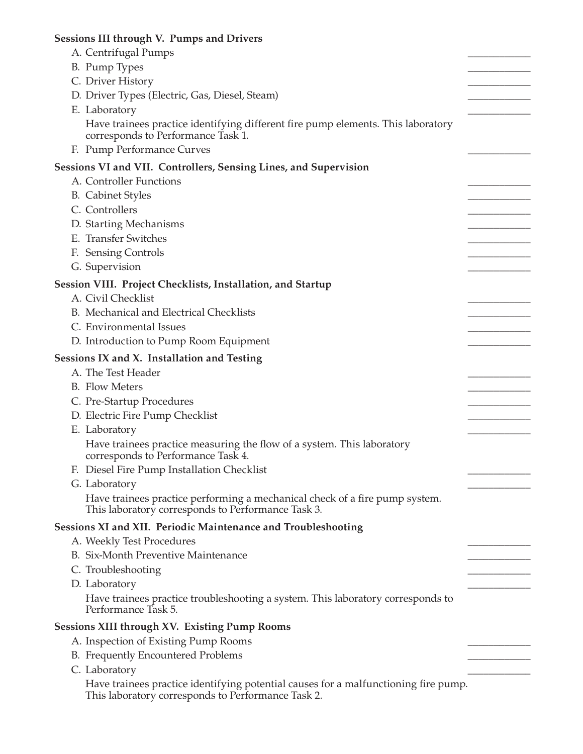**Sessions III through V. Pumps and Drivers**

A. Centrifugal Pumps \_\_\_\_\_\_\_\_\_\_\_\_

B. Pump Types \_\_\_\_\_\_\_\_\_\_\_\_

C. Driver History \_\_\_\_\_\_\_\_\_\_\_\_

D. Driver Types (Electric, Gas, Diesel, Steam) \_\_\_\_\_\_\_\_\_\_\_\_

E. Laboratory \_\_\_\_\_\_\_\_\_\_\_\_

Have trainees practice identifying different fire pump elements. This laboratory corresponds to Performance Task 1.

F. Pump Performance Curves \_\_\_\_\_\_\_\_\_\_\_\_

**Sessions VI and VII. Controllers, Sensing Lines, and Supervision**

A. Controller Functions \_\_\_\_\_\_\_\_\_\_\_\_

B. Cabinet Styles \_\_\_\_\_\_\_\_\_\_\_\_

C. Controllers \_\_\_\_\_\_\_\_\_\_\_\_

D. Starting Mechanisms \_\_\_\_\_\_\_\_\_\_\_\_

E. Transfer Switches \_\_\_\_\_\_\_\_\_\_\_\_

F. Sensing Controls \_\_\_\_\_\_\_\_\_\_\_\_

G. Supervision \_\_\_\_\_\_\_\_\_\_\_\_

**Session VIII. Project Checklists, Installation, and Startup**

A. Civil Checklist \_\_\_\_\_\_\_\_\_\_\_\_

B. Mechanical and Electrical Checklists \_\_\_\_\_\_\_\_\_\_\_\_

C. Environmental Issues \_\_\_\_\_\_\_\_\_\_\_\_

D. Introduction to Pump Room Equipment \_\_\_\_\_\_\_\_\_\_\_\_

**Sessions IX and X. Installation and Testing**

A. The Test Header \_\_\_\_\_\_\_\_\_\_\_\_

B. Flow Meters \_\_\_\_\_\_\_\_\_\_\_\_

C. Pre-Startup Procedures \_\_\_\_\_\_\_\_\_\_\_\_

D. Electric Fire Pump Checklist \_\_\_\_\_\_\_\_\_\_\_\_

E. Laboratory \_\_\_\_\_\_\_\_\_\_\_\_

Have trainees practice measuring the flow of a system. This laboratory corresponds to Performance Task 4.

F. Diesel Fire Pump Installation Checklist \_\_\_\_\_\_\_\_\_\_\_\_

G. Laboratory \_\_\_\_\_\_\_\_\_\_\_\_

Have trainees practice performing a mechanical check of a fire pump system. This laboratory corresponds to Performance Task 3.

**Sessions XI and XII. Periodic Maintenance and Troubleshooting**

A. Weekly Test Procedures \_\_\_\_\_\_\_\_\_\_\_\_

B. Six-Month Preventive Maintenance \_\_\_\_\_\_\_\_\_\_\_\_

C. Troubleshooting \_\_\_\_\_\_\_\_\_\_\_\_

D. Laboratory \_\_\_\_\_\_\_\_\_\_\_\_

Have trainees practice troubleshooting a system. This laboratory corresponds to Performance Task 5.

**Sessions XIII through XV. Existing Pump Rooms**

A. Inspection of Existing Pump Rooms \_\_\_\_\_\_\_\_\_\_\_\_

B. Frequently Encountered Problems \_\_\_\_\_\_\_\_\_\_\_\_

C. Laboratory \_\_\_\_\_\_\_\_\_\_\_\_

Have trainees practice identifying potential causes for a malfunctioning fire pump. This laboratory corresponds to Performance Task 2.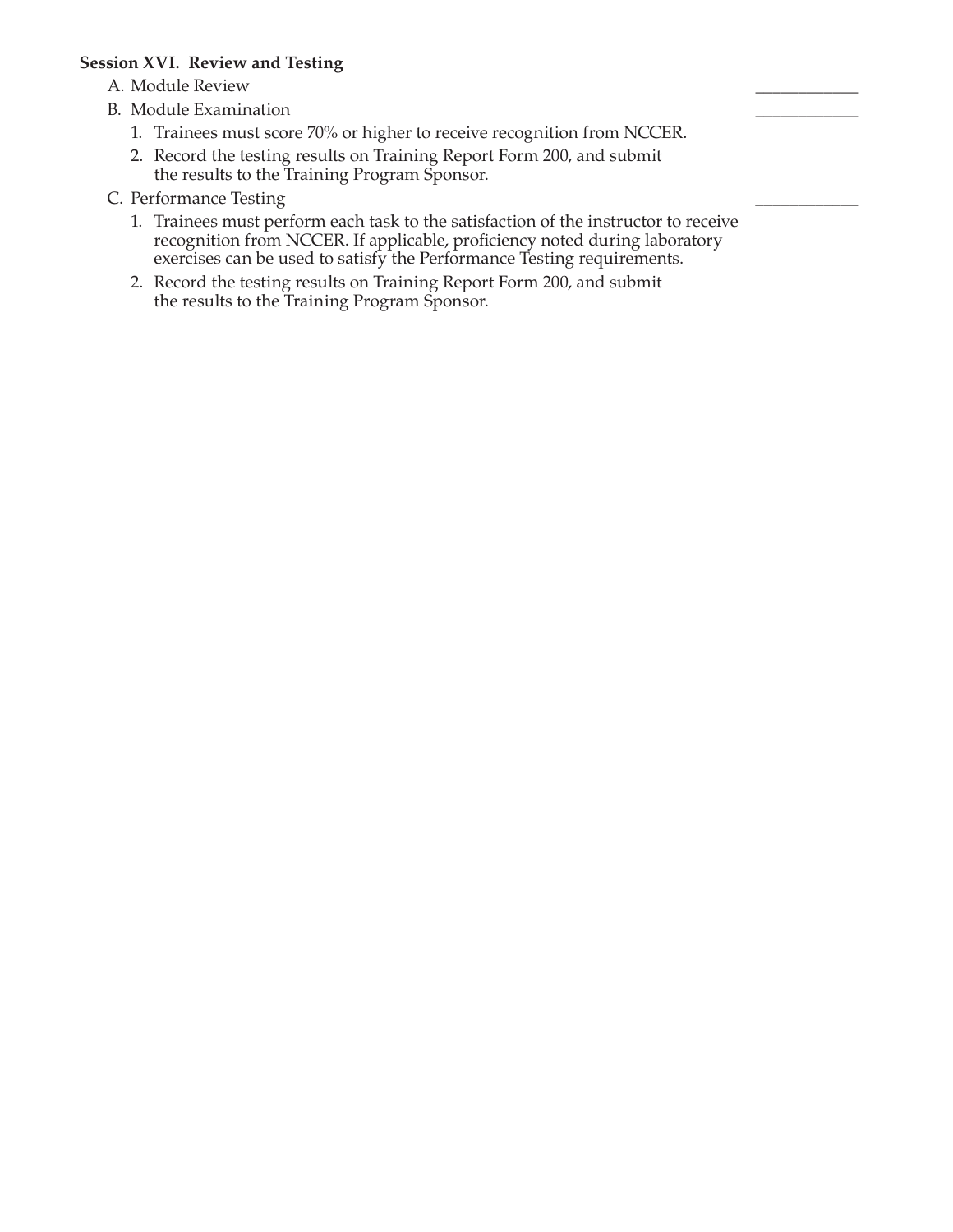**Session XVI. Review and Testing**

A. Module Review ____________

B. Module Examination ____________

1. Trainees must score 70% or higher to receive recognition from NCCER.
2. Record the testing results on Training Report Form 200, and submit the results to the Training Program Sponsor.

C. Performance Testing ____________

1. Trainees must perform each task to the satisfaction of the instructor to receive recognition from NCCER. If applicable, proficiency noted during laboratory exercises can be used to satisfy the Performance Testing requirements.
2. Record the testing results on Training Report Form 200, and submit the results to the Training Program Sponsor.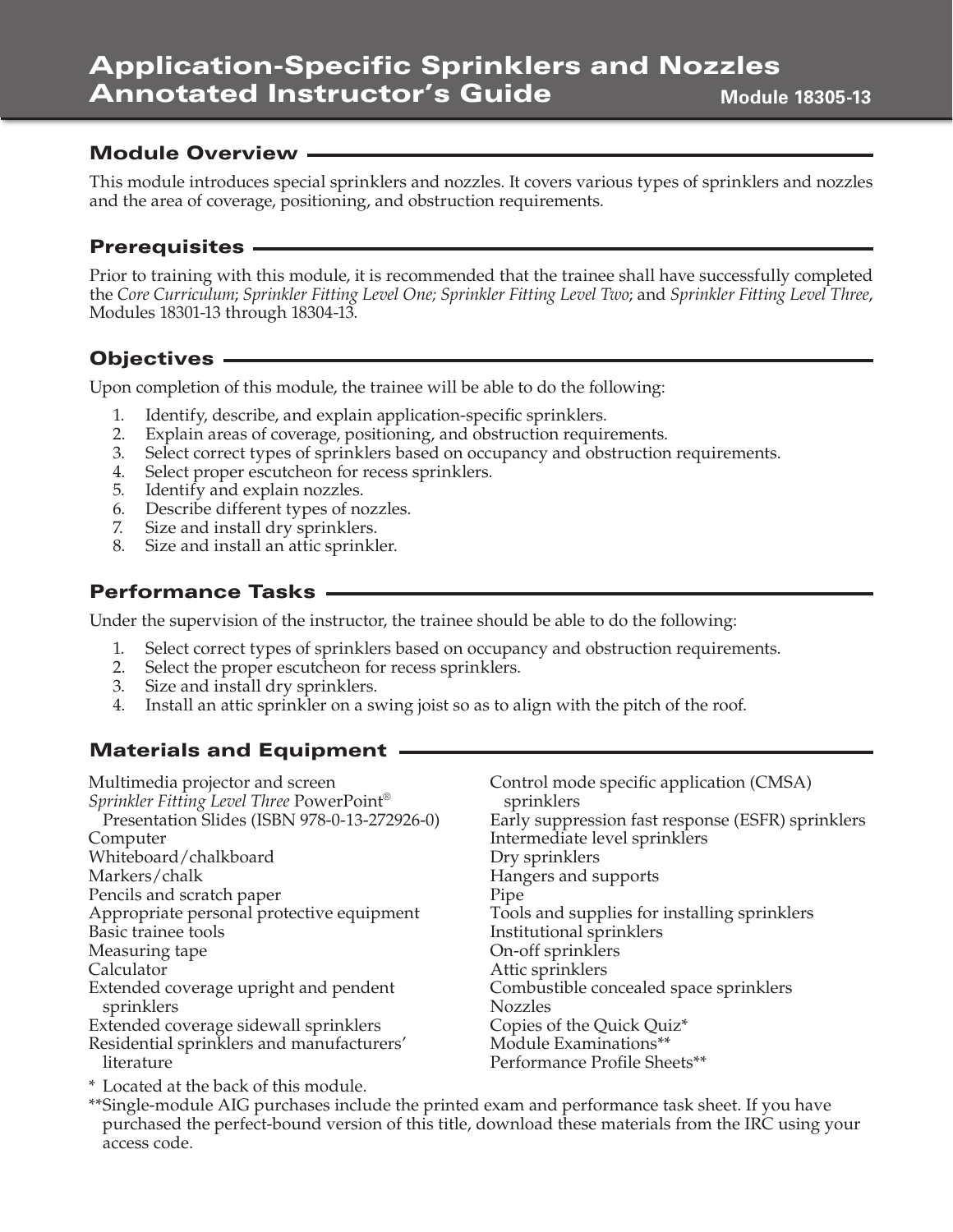# Application-Specific Sprinklers and Nozzles Annotated Instructor's Guide

**Module 18305-13**

## Module Overview

This module introduces special sprinklers and nozzles. It covers various types of sprinklers and nozzles and the area of coverage, positioning, and obstruction requirements.

## Prerequisites

Prior to training with this module, it is recommended that the trainee shall have successfully completed the *Core Curriculum*; *Sprinkler Fitting Level One; Sprinkler Fitting Level Two*; and *Sprinkler Fitting Level Three*, Modules 18301-13 through 18304-13.

## Objectives

Upon completion of this module, the trainee will be able to do the following:

1. Identify, describe, and explain application-specific sprinklers.
2. Explain areas of coverage, positioning, and obstruction requirements.
3. Select correct types of sprinklers based on occupancy and obstruction requirements.
4. Select proper escutcheon for recess sprinklers.
5. Identify and explain nozzles.
6. Describe different types of nozzles.
7. Size and install dry sprinklers.
8. Size and install an attic sprinkler.

## Performance Tasks

Under the supervision of the instructor, the trainee should be able to do the following:

1. Select correct types of sprinklers based on occupancy and obstruction requirements.
2. Select the proper escutcheon for recess sprinklers.
3. Size and install dry sprinklers.
4. Install an attic sprinkler on a swing joist so as to align with the pitch of the roof.

## Materials and Equipment

Multimedia projector and screen
*Sprinkler Fitting Level Three* PowerPoint® Presentation Slides (ISBN 978-0-13-272926-0)
Computer
Whiteboard/chalkboard
Markers/chalk
Pencils and scratch paper
Appropriate personal protective equipment
Basic trainee tools
Measuring tape
Calculator
Extended coverage upright and pendent sprinklers
Extended coverage sidewall sprinklers
Residential sprinklers and manufacturers' literature
Control mode specific application (CMSA) sprinklers
Early suppression fast response (ESFR) sprinklers
Intermediate level sprinklers
Dry sprinklers
Hangers and supports
Pipe
Tools and supplies for installing sprinklers
Institutional sprinklers
On-off sprinklers
Attic sprinklers
Combustible concealed space sprinklers
Nozzles
Copies of the Quick Quiz*
Module Examinations**
Performance Profile Sheets**

\* Located at the back of this module.

\*\*Single-module AIG purchases include the printed exam and performance task sheet. If you have purchased the perfect-bound version of this title, download these materials from the IRC using your access code.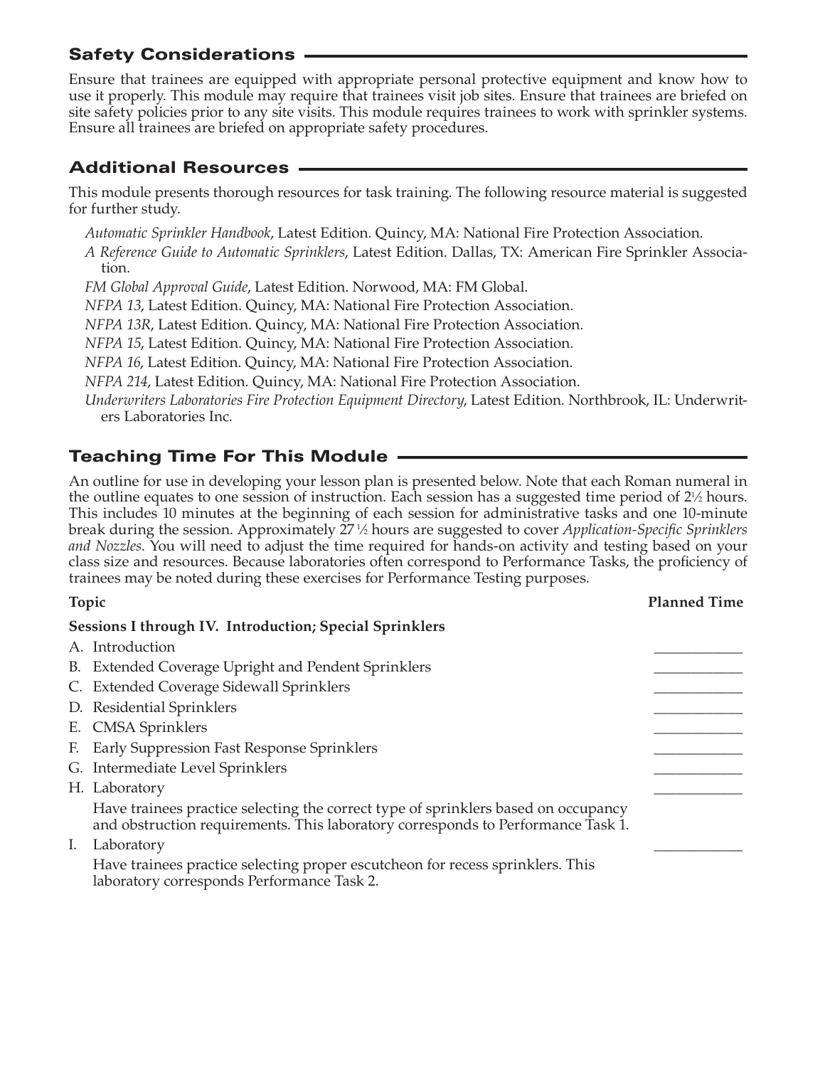## Safety Considerations

Ensure that trainees are equipped with appropriate personal protective equipment and know how to use it properly. This module may require that trainees visit job sites. Ensure that trainees are briefed on site safety policies prior to any site visits. This module requires trainees to work with sprinkler systems. Ensure all trainees are briefed on appropriate safety procedures.

## Additional Resources

This module presents thorough resources for task training. The following resource material is suggested for further study.

*Automatic Sprinkler Handbook*, Latest Edition. Quincy, MA: National Fire Protection Association.

*A Reference Guide to Automatic Sprinklers*, Latest Edition. Dallas, TX: American Fire Sprinkler Association.

*FM Global Approval Guide*, Latest Edition. Norwood, MA: FM Global.

*NFPA 13*, Latest Edition. Quincy, MA: National Fire Protection Association.

*NFPA 13R*, Latest Edition. Quincy, MA: National Fire Protection Association.

*NFPA 15*, Latest Edition. Quincy, MA: National Fire Protection Association.

*NFPA 16*, Latest Edition. Quincy, MA: National Fire Protection Association.

*NFPA 214*, Latest Edition. Quincy, MA: National Fire Protection Association.

*Underwriters Laboratories Fire Protection Equipment Directory*, Latest Edition. Northbrook, IL: Underwriters Laboratories Inc.

## Teaching Time For This Module

An outline for use in developing your lesson plan is presented below. Note that each Roman numeral in the outline equates to one session of instruction. Each session has a suggested time period of 2½ hours. This includes 10 minutes at the beginning of each session for administrative tasks and one 10-minute break during the session. Approximately 27½ hours are suggested to cover *Application-Specific Sprinklers and Nozzles*. You will need to adjust the time required for hands-on activity and testing based on your class size and resources. Because laboratories often correspond to Performance Tasks, the proficiency of trainees may be noted during these exercises for Performance Testing purposes.

| Topic | Planned Time |
|---|---|
| **Sessions I through IV. Introduction; Special Sprinklers** | |
| A. Introduction | ____________ |
| B. Extended Coverage Upright and Pendent Sprinklers | ____________ |
| C. Extended Coverage Sidewall Sprinklers | ____________ |
| D. Residential Sprinklers | ____________ |
| E. CMSA Sprinklers | ____________ |
| F. Early Suppression Fast Response Sprinklers | ____________ |
| G. Intermediate Level Sprinklers | ____________ |
| H. Laboratory<br>Have trainees practice selecting the correct type of sprinklers based on occupancy and obstruction requirements. This laboratory corresponds to Performance Task 1. | ____________ |
| I. Laboratory<br>Have trainees practice selecting proper escutcheon for recess sprinklers. This laboratory corresponds Performance Task 2. | ____________ |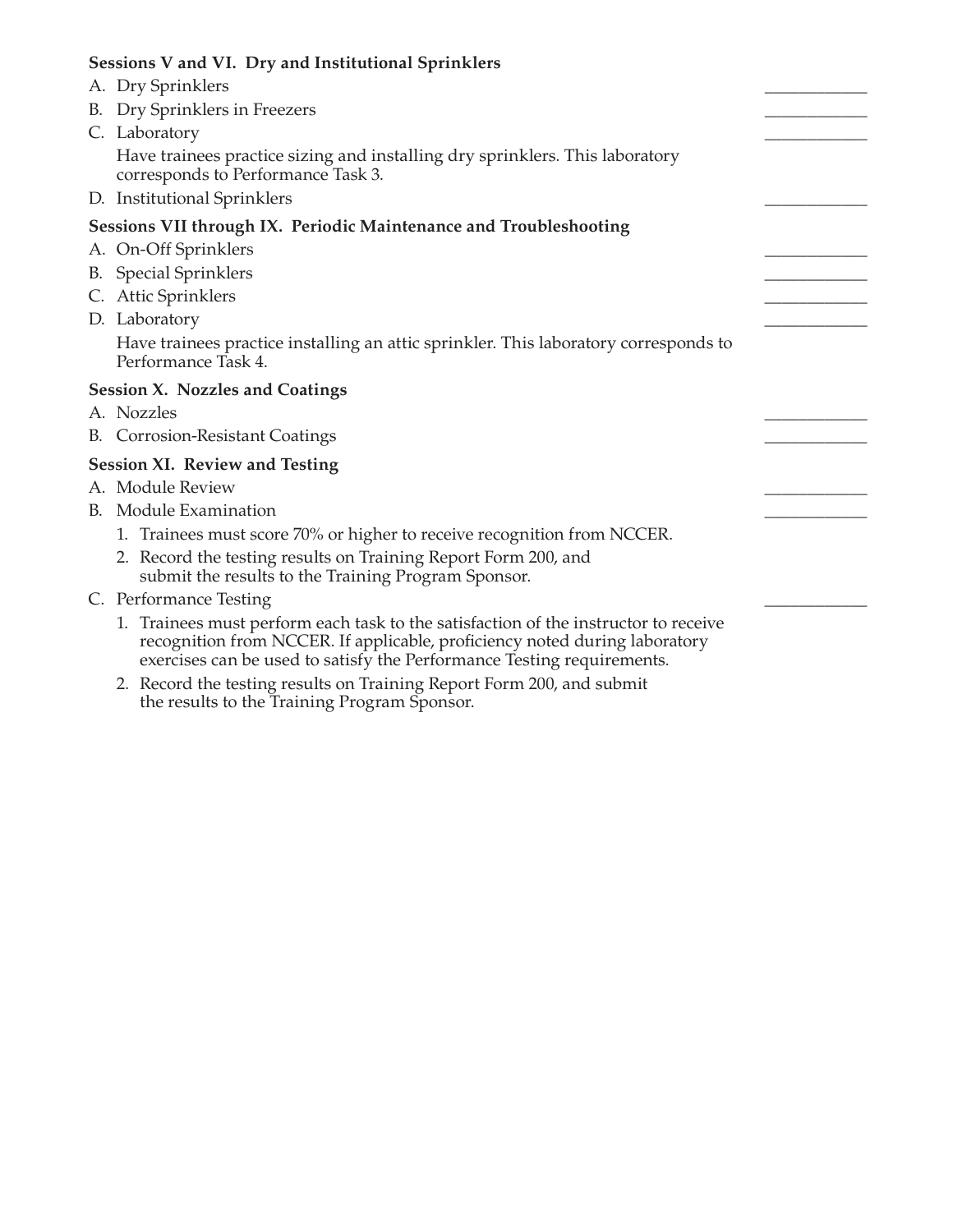**Sessions V and VI. Dry and Institutional Sprinklers**

A. Dry Sprinklers ____________

B. Dry Sprinklers in Freezers ____________

C. Laboratory ____________

Have trainees practice sizing and installing dry sprinklers. This laboratory corresponds to Performance Task 3.

D. Institutional Sprinklers ____________

**Sessions VII through IX. Periodic Maintenance and Troubleshooting**

A. On-Off Sprinklers ____________

B. Special Sprinklers ____________

C. Attic Sprinklers ____________

D. Laboratory ____________

Have trainees practice installing an attic sprinkler. This laboratory corresponds to Performance Task 4.

**Session X. Nozzles and Coatings**

A. Nozzles ____________

B. Corrosion-Resistant Coatings ____________

**Session XI. Review and Testing**

A. Module Review ____________

B. Module Examination ____________

1. Trainees must score 70% or higher to receive recognition from NCCER.
2. Record the testing results on Training Report Form 200, and submit the results to the Training Program Sponsor.

C. Performance Testing ____________

1. Trainees must perform each task to the satisfaction of the instructor to receive recognition from NCCER. If applicable, proficiency noted during laboratory exercises can be used to satisfy the Performance Testing requirements.
2. Record the testing results on Training Report Form 200, and submit the results to the Training Program Sponsor.